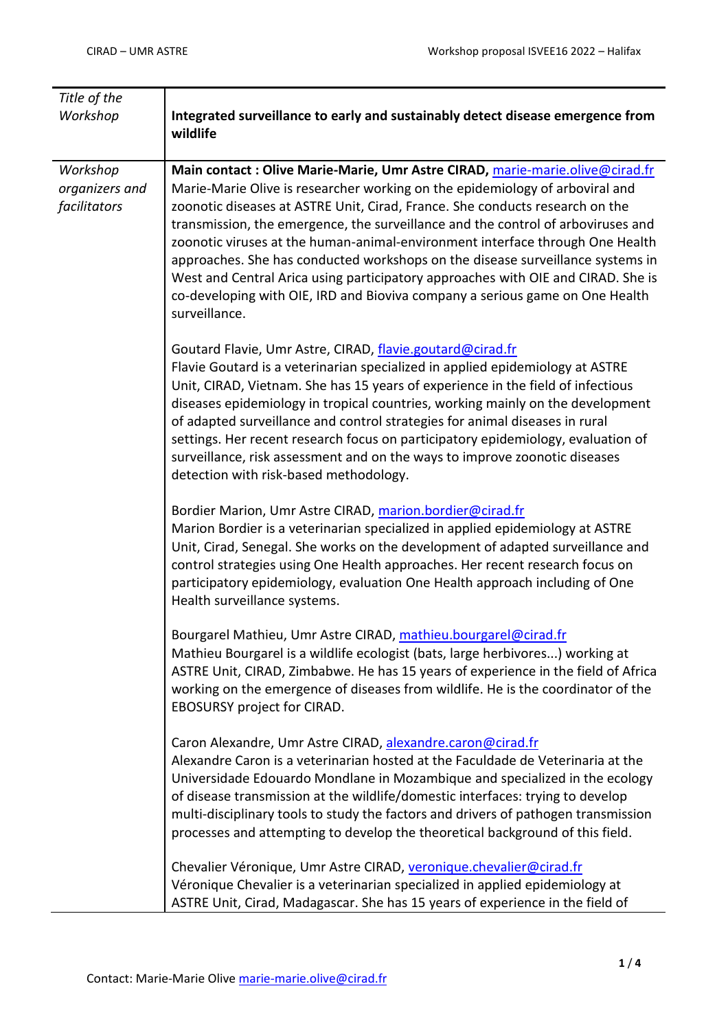| *Title of the Workshop* | **Integrated surveillance to early and sustainably detect disease emergence from wildlife** |
|---|---|
| *Workshop organizers and facilitators* | **Main contact : Olive Marie-Marie, Umr Astre CIRAD,** marie-marie.olive@cirad.fr<br>Marie-Marie Olive is researcher working on the epidemiology of arboviral and zoonotic diseases at ASTRE Unit, Cirad, France. She conducts research on the transmission, the emergence, the surveillance and the control of arboviruses and zoonotic viruses at the human-animal-environment interface through One Health approaches. She has conducted workshops on the disease surveillance systems in West and Central Arica using participatory approaches with OIE and CIRAD. She is co-developing with OIE, IRD and Bioviva company a serious game on One Health surveillance.<br><br>Goutard Flavie, Umr Astre, CIRAD, flavie.goutard@cirad.fr<br>Flavie Goutard is a veterinarian specialized in applied epidemiology at ASTRE Unit, CIRAD, Vietnam. She has 15 years of experience in the field of infectious diseases epidemiology in tropical countries, working mainly on the development of adapted surveillance and control strategies for animal diseases in rural settings. Her recent research focus on participatory epidemiology, evaluation of surveillance, risk assessment and on the ways to improve zoonotic diseases detection with risk-based methodology.<br><br>Bordier Marion, Umr Astre CIRAD, marion.bordier@cirad.fr<br>Marion Bordier is a veterinarian specialized in applied epidemiology at ASTRE Unit, Cirad, Senegal. She works on the development of adapted surveillance and control strategies using One Health approaches. Her recent research focus on participatory epidemiology, evaluation One Health approach including of One Health surveillance systems.<br><br>Bourgarel Mathieu, Umr Astre CIRAD, mathieu.bourgarel@cirad.fr<br>Mathieu Bourgarel is a wildlife ecologist (bats, large herbivores...) working at ASTRE Unit, CIRAD, Zimbabwe. He has 15 years of experience in the field of Africa working on the emergence of diseases from wildlife. He is the coordinator of the EBOSURSY project for CIRAD.<br><br>Caron Alexandre, Umr Astre CIRAD, alexandre.caron@cirad.fr<br>Alexandre Caron is a veterinarian hosted at the Faculdade de Veterinaria at the Universidade Edouardo Mondlane in Mozambique and specialized in the ecology of disease transmission at the wildlife/domestic interfaces: trying to develop multi-disciplinary tools to study the factors and drivers of pathogen transmission processes and attempting to develop the theoretical background of this field.<br><br>Chevalier Véronique, Umr Astre CIRAD, veronique.chevalier@cirad.fr<br>Véronique Chevalier is a veterinarian specialized in applied epidemiology at ASTRE Unit, Cirad, Madagascar. She has 15 years of experience in the field of |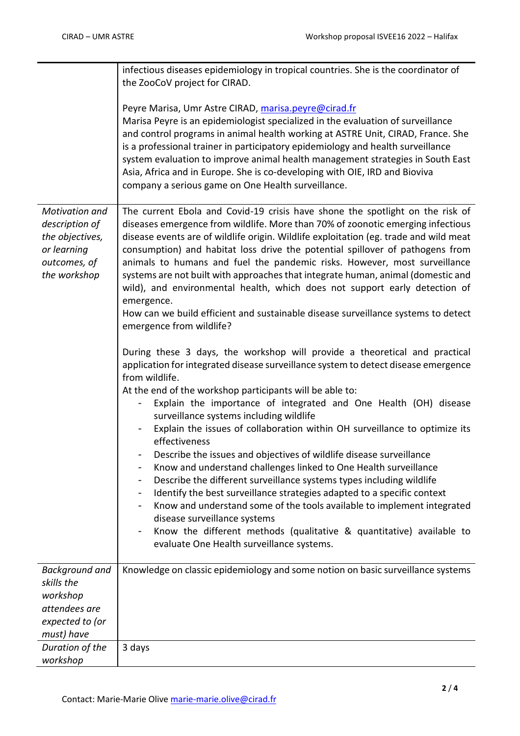| | |
|---|---|
| | infectious diseases epidemiology in tropical countries. She is the coordinator of the ZooCoV project for CIRAD.<br><br>Peyre Marisa, Umr Astre CIRAD, marisa.peyre@cirad.fr<br>Marisa Peyre is an epidemiologist specialized in the evaluation of surveillance and control programs in animal health working at ASTRE Unit, CIRAD, France. She is a professional trainer in participatory epidemiology and health surveillance system evaluation to improve animal health management strategies in South East Asia, Africa and in Europe. She is co-developing with OIE, IRD and Bioviva company a serious game on One Health surveillance. |
| *Motivation and description of the objectives, or learning outcomes, of the workshop* | The current Ebola and Covid-19 crisis have shone the spotlight on the risk of diseases emergence from wildlife. More than 70% of zoonotic emerging infectious disease events are of wildlife origin. Wildlife exploitation (eg. trade and wild meat consumption) and habitat loss drive the potential spillover of pathogens from animals to humans and fuel the pandemic risks. However, most surveillance systems are not built with approaches that integrate human, animal (domestic and wild), and environmental health, which does not support early detection of emergence.<br>How can we build efficient and sustainable disease surveillance systems to detect emergence from wildlife?<br><br>During these 3 days, the workshop will provide a theoretical and practical application for integrated disease surveillance system to detect disease emergence from wildlife.<br>At the end of the workshop participants will be able to:<br>- Explain the importance of integrated and One Health (OH) disease surveillance systems including wildlife<br>- Explain the issues of collaboration within OH surveillance to optimize its effectiveness<br>- Describe the issues and objectives of wildlife disease surveillance<br>- Know and understand challenges linked to One Health surveillance<br>- Describe the different surveillance systems types including wildlife<br>- Identify the best surveillance strategies adapted to a specific context<br>- Know and understand some of the tools available to implement integrated disease surveillance systems<br>- Know the different methods (qualitative & quantitative) available to evaluate One Health surveillance systems. |
| *Background and skills the workshop attendees are expected to (or must) have* | Knowledge on classic epidemiology and some notion on basic surveillance systems |
| *Duration of the workshop* | 3 days |

Contact: Marie-Marie Olive marie-marie.olive@cirad.fr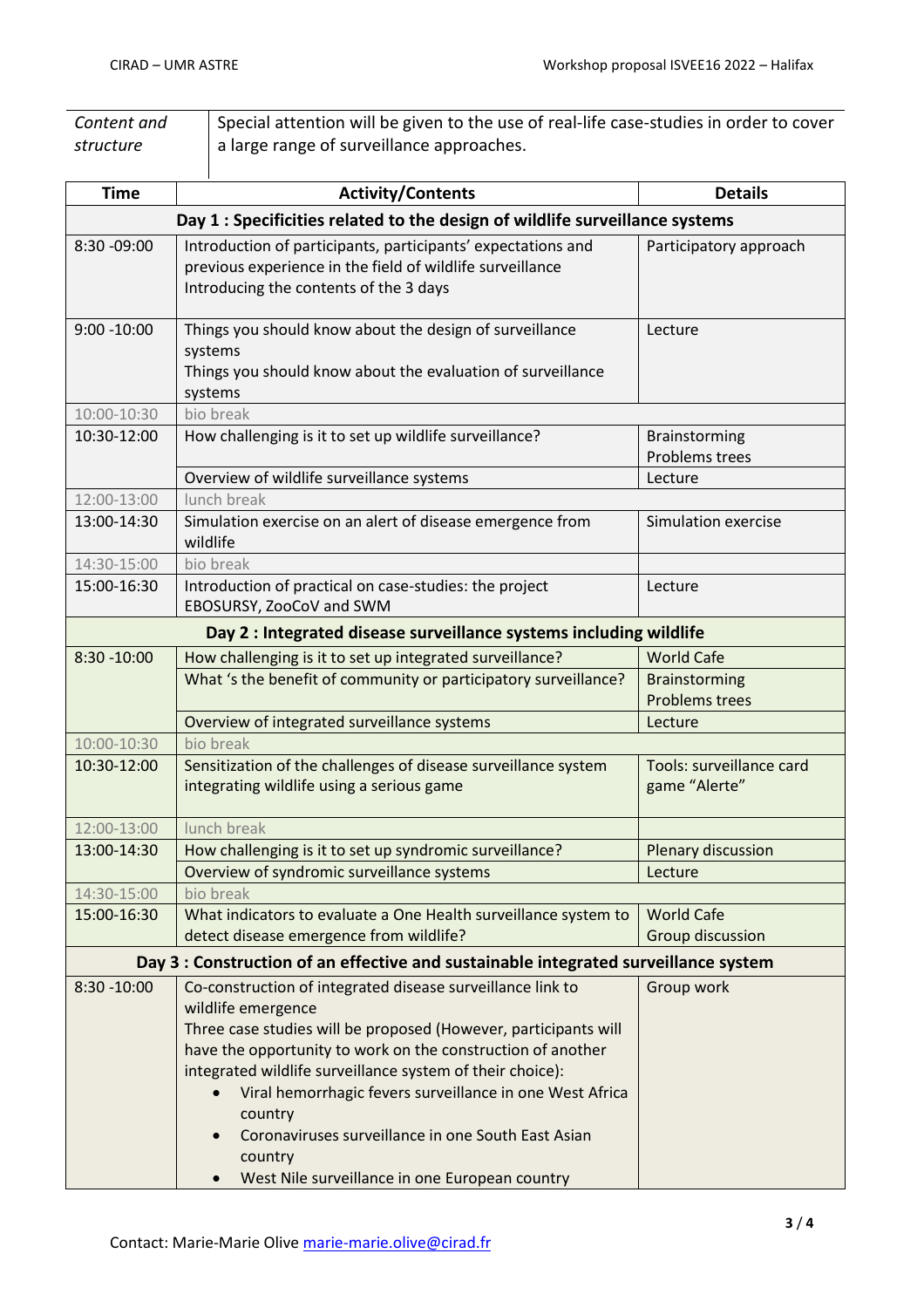| *Content and structure* | Special attention will be given to the use of real-life case-studies in order to cover a large range of surveillance approaches. |
|---|---|

| Time | Activity/Contents | Details |
|---|---|---|
| **Day 1 : Specificities related to the design of wildlife surveillance systems** | | |
| 8:30 -09:00 | Introduction of participants, participants' expectations and previous experience in the field of wildlife surveillance<br>Introducing the contents of the 3 days | Participatory approach |
| 9:00 -10:00 | Things you should know about the design of surveillance systems<br>Things you should know about the evaluation of surveillance systems | Lecture |
| 10:00-10:30 | bio break | |
| 10:30-12:00 | How challenging is it to set up wildlife surveillance? | Brainstorming<br>Problems trees |
| | Overview of wildlife surveillance systems | Lecture |
| 12:00-13:00 | lunch break | |
| 13:00-14:30 | Simulation exercise on an alert of disease emergence from wildlife | Simulation exercise |
| 14:30-15:00 | bio break | |
| 15:00-16:30 | Introduction of practical on case-studies: the project EBOSURSY, ZooCoV and SWM | Lecture |
| **Day 2 : Integrated disease surveillance systems including wildlife** | | |
| 8:30 -10:00 | How challenging is it to set up integrated surveillance? | World Cafe |
| | What 's the benefit of community or participatory surveillance? | Brainstorming<br>Problems trees |
| | Overview of integrated surveillance systems | Lecture |
| 10:00-10:30 | bio break | |
| 10:30-12:00 | Sensitization of the challenges of disease surveillance system integrating wildlife using a serious game | Tools: surveillance card game "Alerte" |
| 12:00-13:00 | lunch break | |
| 13:00-14:30 | How challenging is it to set up syndromic surveillance? | Plenary discussion |
| | Overview of syndromic surveillance systems | Lecture |
| 14:30-15:00 | bio break | |
| 15:00-16:30 | What indicators to evaluate a One Health surveillance system to detect disease emergence from wildlife? | World Cafe<br>Group discussion |
| **Day 3 : Construction of an effective and sustainable integrated surveillance system** | | |
| 8:30 -10:00 | Co-construction of integrated disease surveillance link to wildlife emergence<br>Three case studies will be proposed (However, participants will have the opportunity to work on the construction of another integrated wildlife surveillance system of their choice):<br>• Viral hemorrhagic fevers surveillance in one West Africa country<br>• Coronaviruses surveillance in one South East Asian country<br>• West Nile surveillance in one European country | Group work |

Contact: Marie-Marie Olive marie-marie.olive@cirad.fr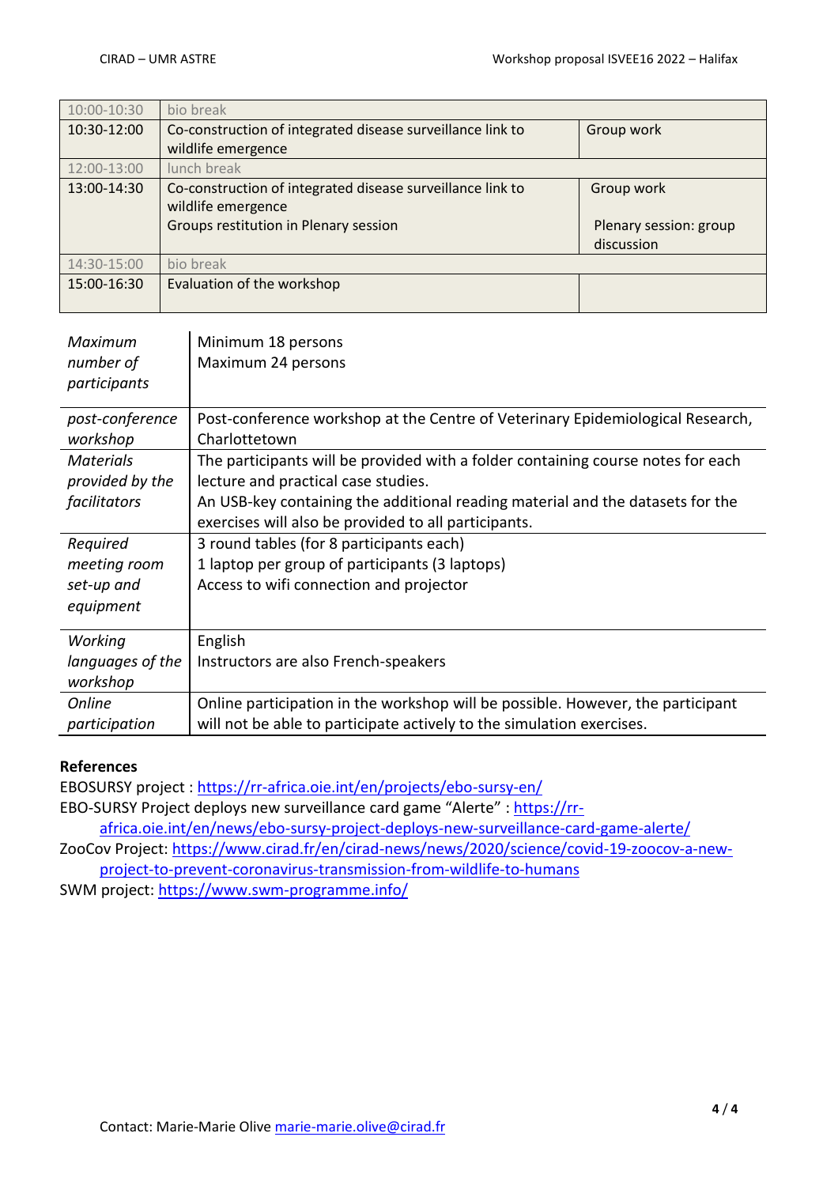| | | |
|---|---|---|
| 10:00-10:30 | bio break | |
| 10:30-12:00 | Co-construction of integrated disease surveillance link to wildlife emergence | Group work |
| 12:00-13:00 | lunch break | |
| 13:00-14:30 | Co-construction of integrated disease surveillance link to wildlife emergence<br>Groups restitution in Plenary session | Group work<br><br>Plenary session: group discussion |
| 14:30-15:00 | bio break | |
| 15:00-16:30 | Evaluation of the workshop | |

| | |
|---|---|
| *Maximum number of participants* | Minimum 18 persons<br>Maximum 24 persons |
| *post-conference workshop* | Post-conference workshop at the Centre of Veterinary Epidemiological Research, Charlottetown |
| *Materials provided by the facilitators* | The participants will be provided with a folder containing course notes for each lecture and practical case studies.<br>An USB-key containing the additional reading material and the datasets for the exercises will also be provided to all participants. |
| *Required meeting room set-up and equipment* | 3 round tables (for 8 participants each)<br>1 laptop per group of participants (3 laptops)<br>Access to wifi connection and projector |
| *Working languages of the workshop* | English<br>Instructors are also French-speakers |
| *Online participation* | Online participation in the workshop will be possible. However, the participant will not be able to participate actively to the simulation exercises. |

**References**

EBOSURSY project : https://rr-africa.oie.int/en/projects/ebo-sursy-en/

EBO-SURSY Project deploys new surveillance card game "Alerte" : https://rr-africa.oie.int/en/news/ebo-sursy-project-deploys-new-surveillance-card-game-alerte/

ZooCov Project: https://www.cirad.fr/en/cirad-news/news/2020/science/covid-19-zoocov-a-new-project-to-prevent-coronavirus-transmission-from-wildlife-to-humans

SWM project: https://www.swm-programme.info/

Contact: Marie-Marie Olive marie-marie.olive@cirad.fr